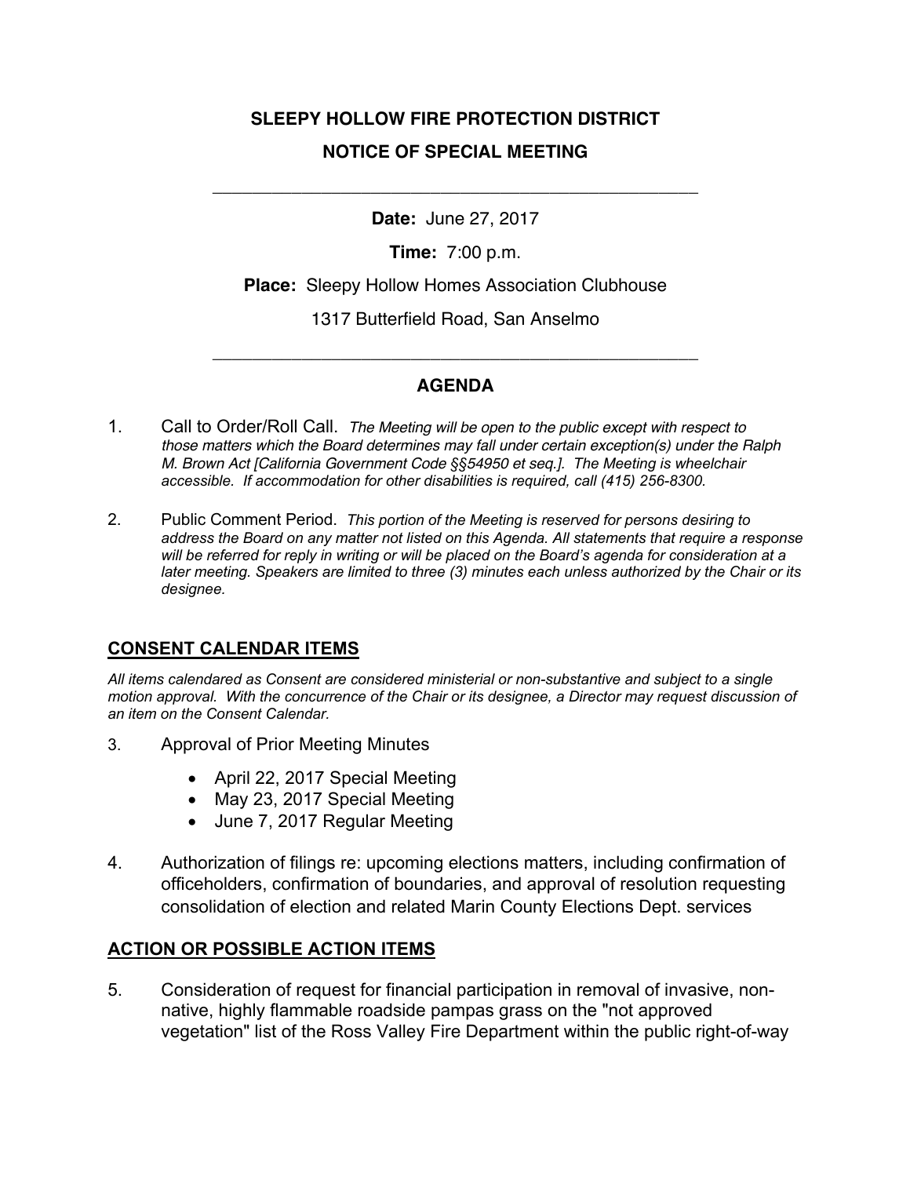# SLEEPY HOLLOW FIRE PROTECTION DISTRICT

## NOTICE OF SPECIAL MEETING

---

**Date:** June 27, 2017

**Time:** 7:00 p.m.

**Place:** Sleepy Hollow Homes Association Clubhouse

1317 Butterfield Road, San Anselmo

---

## AGENDA

1. Call to Order/Roll Call. *The Meeting will be open to the public except with respect to those matters which the Board determines may fall under certain exception(s) under the Ralph M. Brown Act [California Government Code §§54950 et seq.]. The Meeting is wheelchair accessible. If accommodation for other disabilities is required, call (415) 256-8300.*

2. Public Comment Period. *This portion of the Meeting is reserved for persons desiring to address the Board on any matter not listed on this Agenda. All statements that require a response will be referred for reply in writing or will be placed on the Board's agenda for consideration at a later meeting. Speakers are limited to three (3) minutes each unless authorized by the Chair or its designee.*

### CONSENT CALENDAR ITEMS

*All items calendared as Consent are considered ministerial or non-substantive and subject to a single motion approval. With the concurrence of the Chair or its designee, a Director may request discussion of an item on the Consent Calendar.*

3. Approval of Prior Meeting Minutes
   - April 22, 2017 Special Meeting
   - May 23, 2017 Special Meeting
   - June 7, 2017 Regular Meeting

4. Authorization of filings re: upcoming elections matters, including confirmation of officeholders, confirmation of boundaries, and approval of resolution requesting consolidation of election and related Marin County Elections Dept. services

### ACTION OR POSSIBLE ACTION ITEMS

5. Consideration of request for financial participation in removal of invasive, non-native, highly flammable roadside pampas grass on the "not approved vegetation" list of the Ross Valley Fire Department within the public right-of-way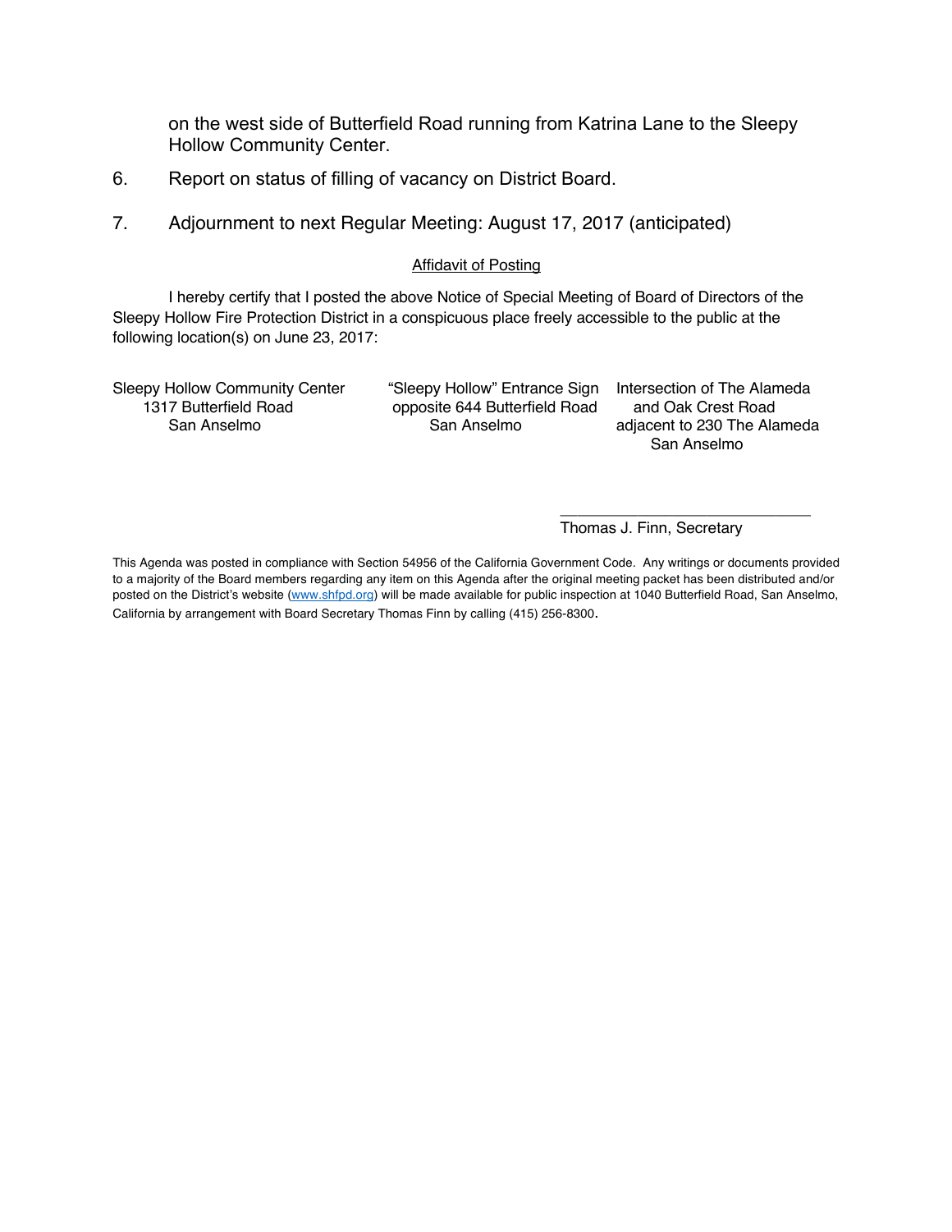on the west side of Butterfield Road running from Katrina Lane to the Sleepy Hollow Community Center.

6. Report on status of filling of vacancy on District Board.

7. Adjournment to next Regular Meeting: August 17, 2017 (anticipated)

<u>Affidavit of Posting</u>

I hereby certify that I posted the above Notice of Special Meeting of Board of Directors of the Sleepy Hollow Fire Protection District in a conspicuous place freely accessible to the public at the following location(s) on June 23, 2017:

Sleepy Hollow Community Center
1317 Butterfield Road
San Anselmo

"Sleepy Hollow" Entrance Sign
opposite 644 Butterfield Road
San Anselmo

Intersection of The Alameda
and Oak Crest Road
adjacent to 230 The Alameda
San Anselmo

\_\_\_\_\_\_\_\_\_\_\_\_\_\_\_\_\_\_\_\_\_\_\_\_\_\_\_\_\_\_
Thomas J. Finn, Secretary

This Agenda was posted in compliance with Section 54956 of the California Government Code. Any writings or documents provided to a majority of the Board members regarding any item on this Agenda after the original meeting packet has been distributed and/or posted on the District's website (www.shfpd.org) will be made available for public inspection at 1040 Butterfield Road, San Anselmo, California by arrangement with Board Secretary Thomas Finn by calling (415) 256-8300.